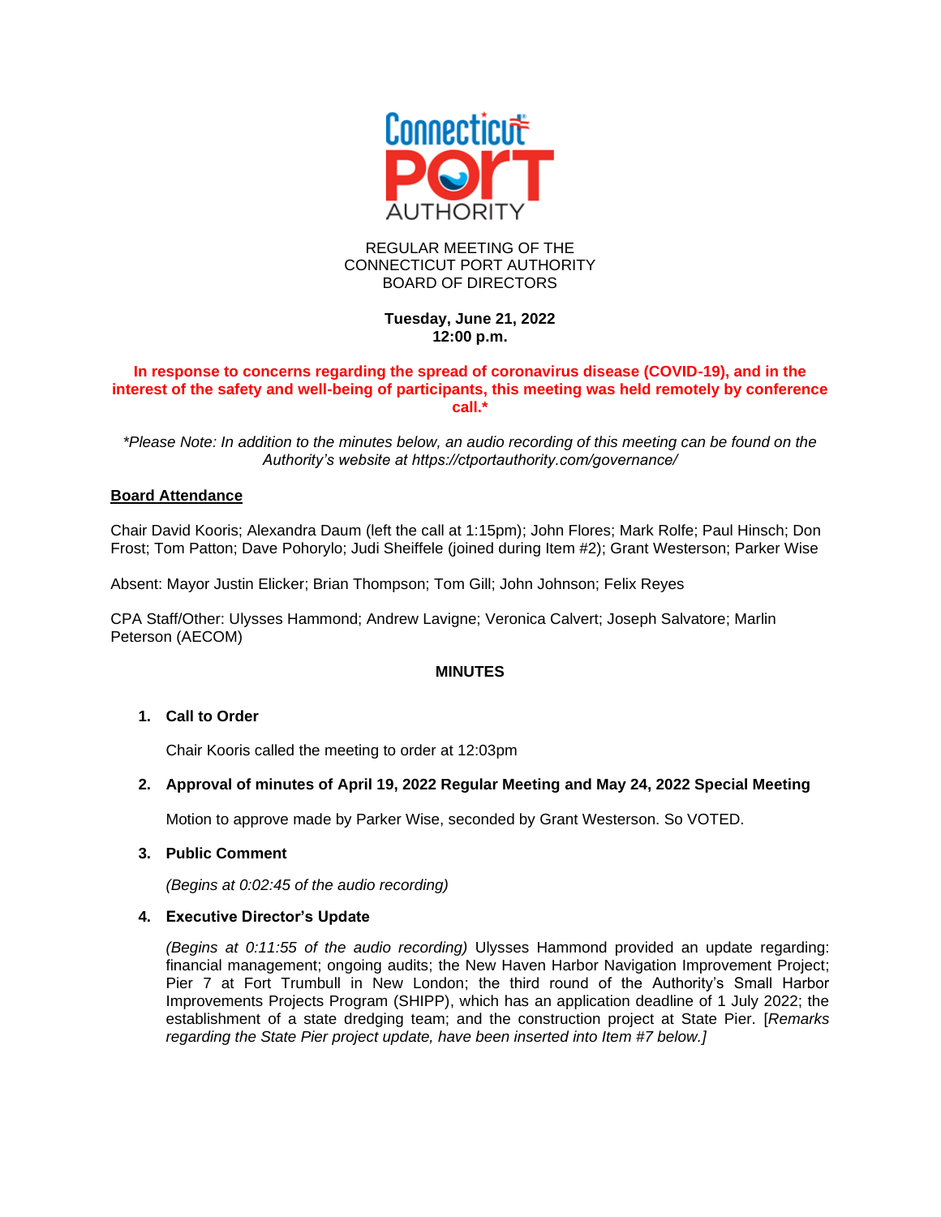REGULAR MEETING OF THE
CONNECTICUT PORT AUTHORITY
BOARD OF DIRECTORS

**Tuesday, June 21, 2022**
**12:00 p.m.**

**In response to concerns regarding the spread of coronavirus disease (COVID-19), and in the interest of the safety and well-being of participants, this meeting was held remotely by conference call.***

*\*Please Note: In addition to the minutes below, an audio recording of this meeting can be found on the Authority's website at https://ctportauthority.com/governance/*

## Board Attendance

Chair David Kooris; Alexandra Daum (left the call at 1:15pm); John Flores; Mark Rolfe; Paul Hinsch; Don Frost; Tom Patton; Dave Pohorylo; Judi Sheiffele (joined during Item #2); Grant Westerson; Parker Wise

Absent: Mayor Justin Elicker; Brian Thompson; Tom Gill; John Johnson; Felix Reyes

CPA Staff/Other: Ulysses Hammond; Andrew Lavigne; Veronica Calvert; Joseph Salvatore; Marlin Peterson (AECOM)

## MINUTES

1. **Call to Order**

   Chair Kooris called the meeting to order at 12:03pm

2. **Approval of minutes of April 19, 2022 Regular Meeting and May 24, 2022 Special Meeting**

   Motion to approve made by Parker Wise, seconded by Grant Westerson. So VOTED.

3. **Public Comment**

   *(Begins at 0:02:45 of the audio recording)*

4. **Executive Director's Update**

   *(Begins at 0:11:55 of the audio recording)* Ulysses Hammond provided an update regarding: financial management; ongoing audits; the New Haven Harbor Navigation Improvement Project; Pier 7 at Fort Trumbull in New London; the third round of the Authority's Small Harbor Improvements Projects Program (SHIPP), which has an application deadline of 1 July 2022; the establishment of a state dredging team; and the construction project at State Pier. [*Remarks regarding the State Pier project update, have been inserted into Item #7 below.]*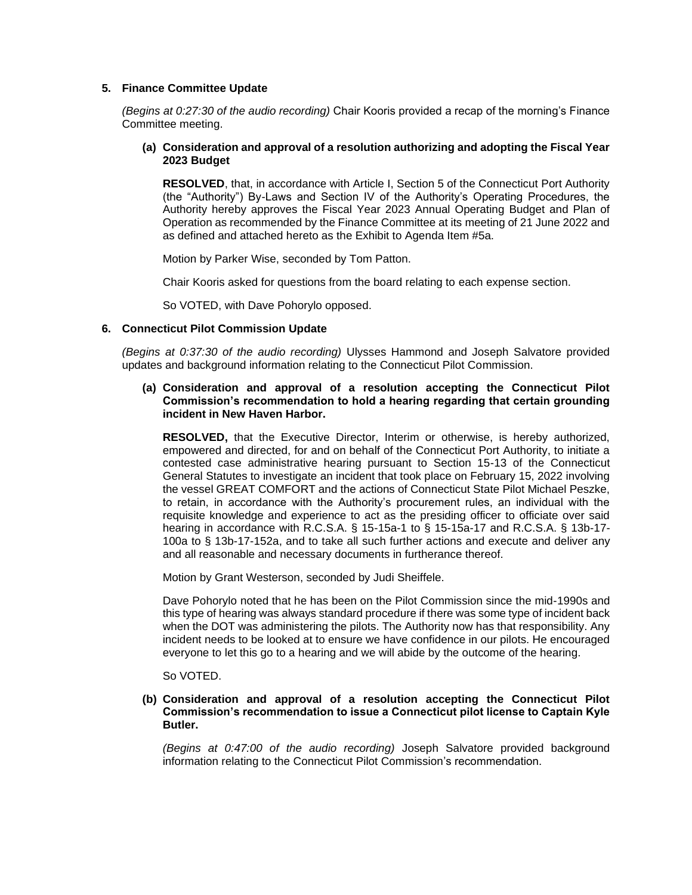**5. Finance Committee Update**

*(Begins at 0:27:30 of the audio recording)* Chair Kooris provided a recap of the morning's Finance Committee meeting.

**(a) Consideration and approval of a resolution authorizing and adopting the Fiscal Year 2023 Budget**

**RESOLVED**, that, in accordance with Article I, Section 5 of the Connecticut Port Authority (the "Authority") By-Laws and Section IV of the Authority's Operating Procedures, the Authority hereby approves the Fiscal Year 2023 Annual Operating Budget and Plan of Operation as recommended by the Finance Committee at its meeting of 21 June 2022 and as defined and attached hereto as the Exhibit to Agenda Item #5a.

Motion by Parker Wise, seconded by Tom Patton.

Chair Kooris asked for questions from the board relating to each expense section.

So VOTED, with Dave Pohorylo opposed.

**6. Connecticut Pilot Commission Update**

*(Begins at 0:37:30 of the audio recording)* Ulysses Hammond and Joseph Salvatore provided updates and background information relating to the Connecticut Pilot Commission.

**(a) Consideration and approval of a resolution accepting the Connecticut Pilot Commission's recommendation to hold a hearing regarding that certain grounding incident in New Haven Harbor.**

**RESOLVED,** that the Executive Director, Interim or otherwise, is hereby authorized, empowered and directed, for and on behalf of the Connecticut Port Authority, to initiate a contested case administrative hearing pursuant to Section 15-13 of the Connecticut General Statutes to investigate an incident that took place on February 15, 2022 involving the vessel GREAT COMFORT and the actions of Connecticut State Pilot Michael Peszke, to retain, in accordance with the Authority's procurement rules, an individual with the requisite knowledge and experience to act as the presiding officer to officiate over said hearing in accordance with R.C.S.A. § 15-15a-1 to § 15-15a-17 and R.C.S.A. § 13b-17-100a to § 13b-17-152a, and to take all such further actions and execute and deliver any and all reasonable and necessary documents in furtherance thereof.

Motion by Grant Westerson, seconded by Judi Sheiffele.

Dave Pohorylo noted that he has been on the Pilot Commission since the mid-1990s and this type of hearing was always standard procedure if there was some type of incident back when the DOT was administering the pilots. The Authority now has that responsibility. Any incident needs to be looked at to ensure we have confidence in our pilots. He encouraged everyone to let this go to a hearing and we will abide by the outcome of the hearing.

So VOTED.

**(b) Consideration and approval of a resolution accepting the Connecticut Pilot Commission's recommendation to issue a Connecticut pilot license to Captain Kyle Butler.**

*(Begins at 0:47:00 of the audio recording)* Joseph Salvatore provided background information relating to the Connecticut Pilot Commission's recommendation.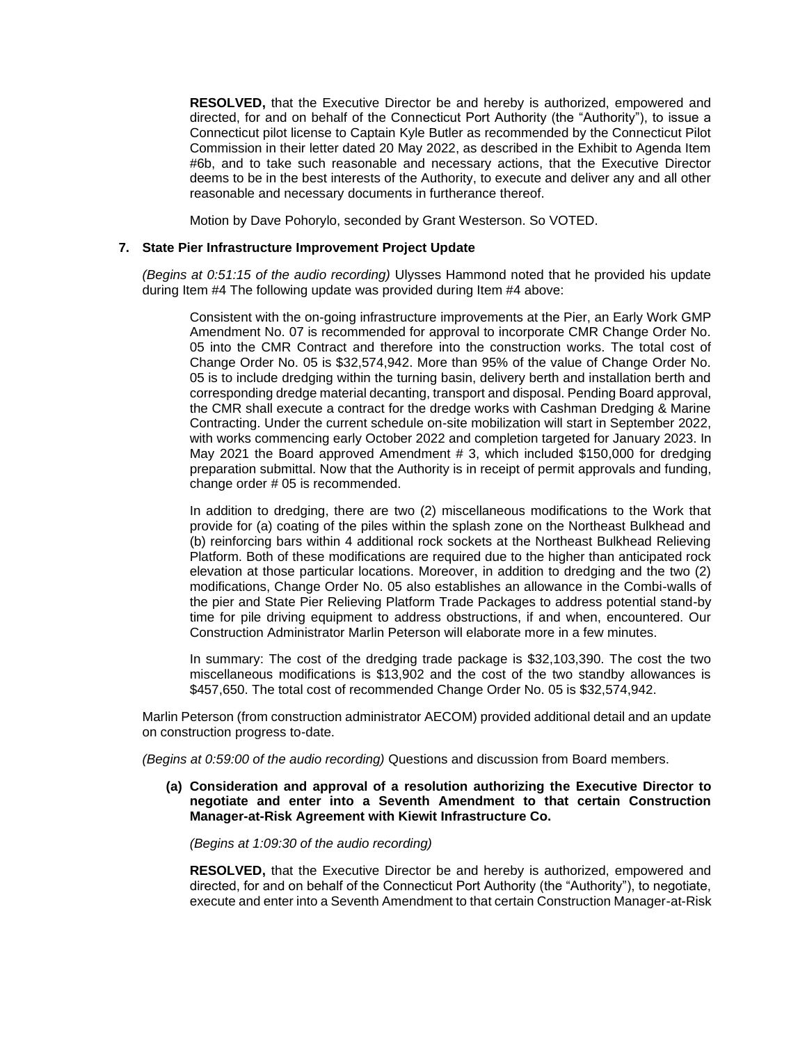**RESOLVED,** that the Executive Director be and hereby is authorized, empowered and directed, for and on behalf of the Connecticut Port Authority (the "Authority"), to issue a Connecticut pilot license to Captain Kyle Butler as recommended by the Connecticut Pilot Commission in their letter dated 20 May 2022, as described in the Exhibit to Agenda Item #6b, and to take such reasonable and necessary actions, that the Executive Director deems to be in the best interests of the Authority, to execute and deliver any and all other reasonable and necessary documents in furtherance thereof.

Motion by Dave Pohorylo, seconded by Grant Westerson. So VOTED.

## 7. State Pier Infrastructure Improvement Project Update

*(Begins at 0:51:15 of the audio recording)* Ulysses Hammond noted that he provided his update during Item #4 The following update was provided during Item #4 above:

> Consistent with the on-going infrastructure improvements at the Pier, an Early Work GMP Amendment No. 07 is recommended for approval to incorporate CMR Change Order No. 05 into the CMR Contract and therefore into the construction works. The total cost of Change Order No. 05 is $32,574,942. More than 95% of the value of Change Order No. 05 is to include dredging within the turning basin, delivery berth and installation berth and corresponding dredge material decanting, transport and disposal. Pending Board approval, the CMR shall execute a contract for the dredge works with Cashman Dredging & Marine Contracting. Under the current schedule on-site mobilization will start in September 2022, with works commencing early October 2022 and completion targeted for January 2023. In May 2021 the Board approved Amendment # 3, which included $150,000 for dredging preparation submittal. Now that the Authority is in receipt of permit approvals and funding, change order # 05 is recommended.
>
> In addition to dredging, there are two (2) miscellaneous modifications to the Work that provide for (a) coating of the piles within the splash zone on the Northeast Bulkhead and (b) reinforcing bars within 4 additional rock sockets at the Northeast Bulkhead Relieving Platform. Both of these modifications are required due to the higher than anticipated rock elevation at those particular locations. Moreover, in addition to dredging and the two (2) modifications, Change Order No. 05 also establishes an allowance in the Combi-walls of the pier and State Pier Relieving Platform Trade Packages to address potential stand-by time for pile driving equipment to address obstructions, if and when, encountered. Our Construction Administrator Marlin Peterson will elaborate more in a few minutes.
>
> In summary: The cost of the dredging trade package is $32,103,390. The cost the two miscellaneous modifications is $13,902 and the cost of the two standby allowances is $457,650. The total cost of recommended Change Order No. 05 is $32,574,942.

Marlin Peterson (from construction administrator AECOM) provided additional detail and an update on construction progress to-date.

*(Begins at 0:59:00 of the audio recording)* Questions and discussion from Board members.

**(a) Consideration and approval of a resolution authorizing the Executive Director to negotiate and enter into a Seventh Amendment to that certain Construction Manager-at-Risk Agreement with Kiewit Infrastructure Co.**

*(Begins at 1:09:30 of the audio recording)*

**RESOLVED,** that the Executive Director be and hereby is authorized, empowered and directed, for and on behalf of the Connecticut Port Authority (the "Authority"), to negotiate, execute and enter into a Seventh Amendment to that certain Construction Manager-at-Risk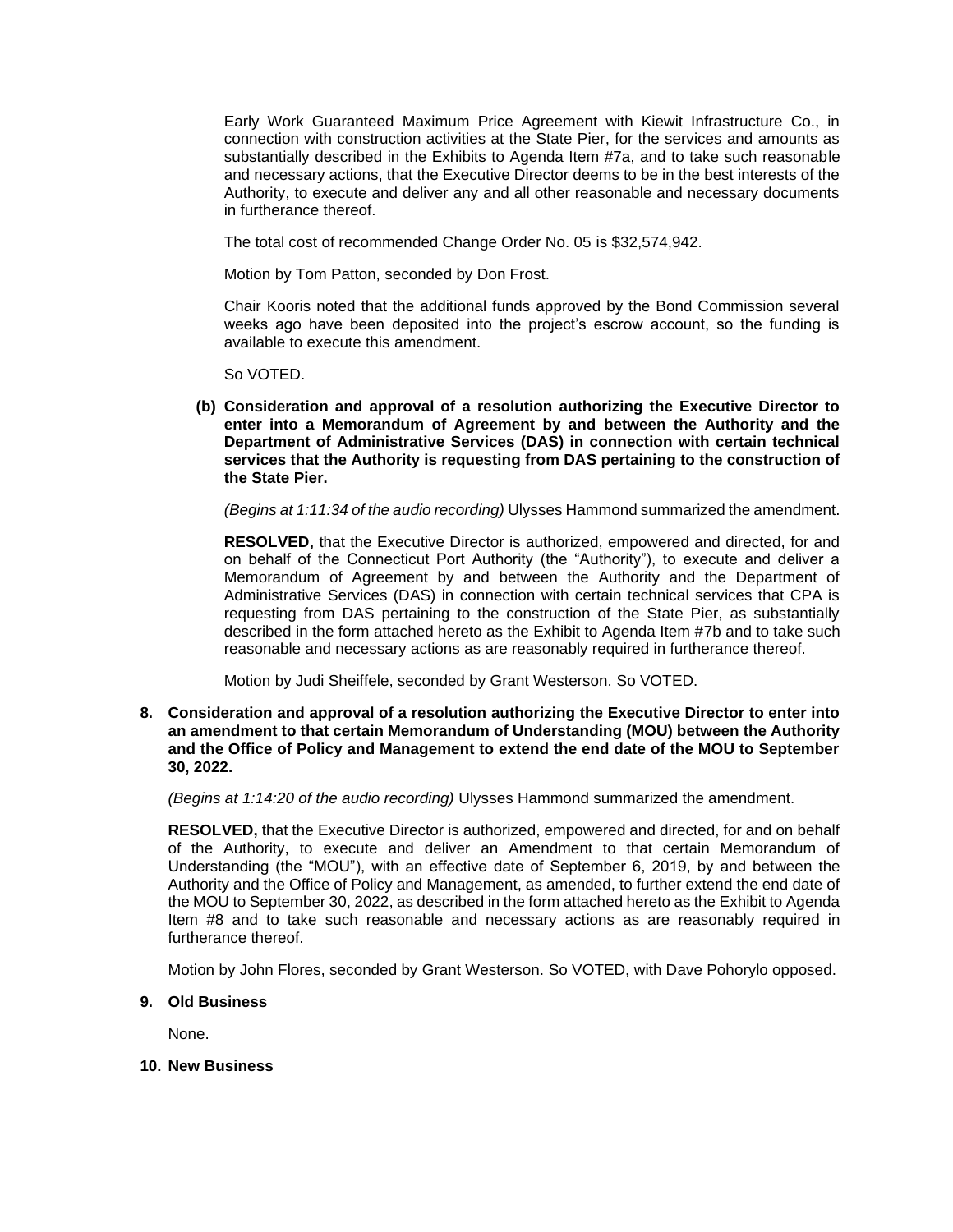Early Work Guaranteed Maximum Price Agreement with Kiewit Infrastructure Co., in connection with construction activities at the State Pier, for the services and amounts as substantially described in the Exhibits to Agenda Item #7a, and to take such reasonable and necessary actions, that the Executive Director deems to be in the best interests of the Authority, to execute and deliver any and all other reasonable and necessary documents in furtherance thereof.

The total cost of recommended Change Order No. 05 is $32,574,942.

Motion by Tom Patton, seconded by Don Frost.

Chair Kooris noted that the additional funds approved by the Bond Commission several weeks ago have been deposited into the project's escrow account, so the funding is available to execute this amendment.

So VOTED.

**(b) Consideration and approval of a resolution authorizing the Executive Director to enter into a Memorandum of Agreement by and between the Authority and the Department of Administrative Services (DAS) in connection with certain technical services that the Authority is requesting from DAS pertaining to the construction of the State Pier.**

*(Begins at 1:11:34 of the audio recording)* Ulysses Hammond summarized the amendment.

**RESOLVED,** that the Executive Director is authorized, empowered and directed, for and on behalf of the Connecticut Port Authority (the "Authority"), to execute and deliver a Memorandum of Agreement by and between the Authority and the Department of Administrative Services (DAS) in connection with certain technical services that CPA is requesting from DAS pertaining to the construction of the State Pier, as substantially described in the form attached hereto as the Exhibit to Agenda Item #7b and to take such reasonable and necessary actions as are reasonably required in furtherance thereof.

Motion by Judi Sheiffele, seconded by Grant Westerson. So VOTED.

**8. Consideration and approval of a resolution authorizing the Executive Director to enter into an amendment to that certain Memorandum of Understanding (MOU) between the Authority and the Office of Policy and Management to extend the end date of the MOU to September 30, 2022.**

*(Begins at 1:14:20 of the audio recording)* Ulysses Hammond summarized the amendment.

**RESOLVED,** that the Executive Director is authorized, empowered and directed, for and on behalf of the Authority, to execute and deliver an Amendment to that certain Memorandum of Understanding (the "MOU"), with an effective date of September 6, 2019, by and between the Authority and the Office of Policy and Management, as amended, to further extend the end date of the MOU to September 30, 2022, as described in the form attached hereto as the Exhibit to Agenda Item #8 and to take such reasonable and necessary actions as are reasonably required in furtherance thereof.

Motion by John Flores, seconded by Grant Westerson. So VOTED, with Dave Pohorylo opposed.

**9. Old Business**

None.

**10. New Business**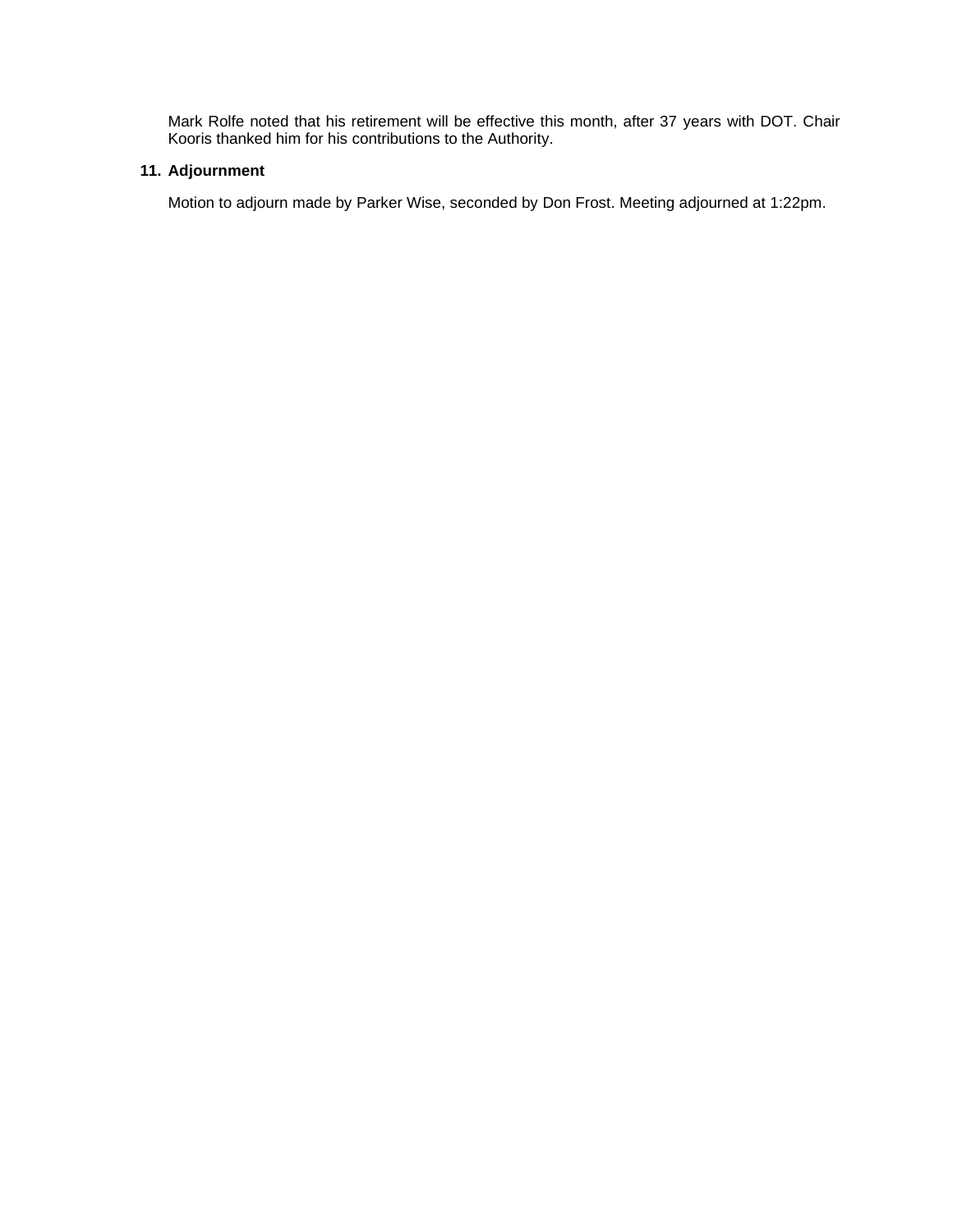Mark Rolfe noted that his retirement will be effective this month, after 37 years with DOT. Chair Kooris thanked him for his contributions to the Authority.

**11. Adjournment**

Motion to adjourn made by Parker Wise, seconded by Don Frost. Meeting adjourned at 1:22pm.